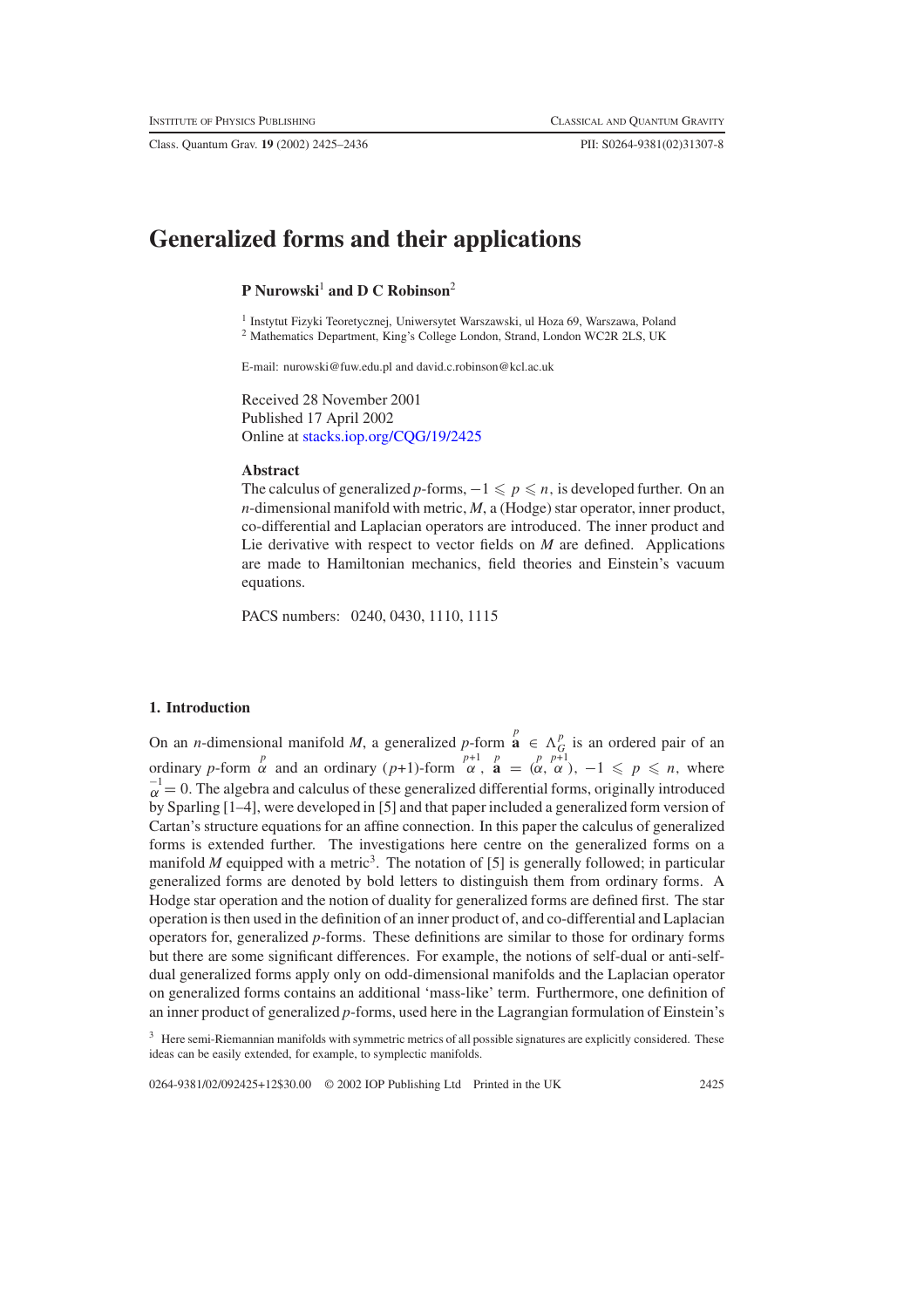# Generalized forms and their applications

**P Nurowski**[1] **and D C Robinson**[2]

[1] Instytut Fizyki Teoretycznej, Uniwersytet Warszawski, ul Hoza 69, Warszawa, Poland
[2] Mathematics Department, King's College London, Strand, London WC2R 2LS, UK

E-mail: nurowski@fuw.edu.pl and david.c.robinson@kcl.ac.uk

Received 28 November 2001
Published 17 April 2002
Online at stacks.iop.org/CQG/19/2425

### Abstract

The calculus of generalized $p$-forms, $-1 \leqslant p \leqslant n$, is developed further. On an $n$-dimensional manifold with metric, $M$, a (Hodge) star operator, inner product, co-differential and Laplacian operators are introduced. The inner product and Lie derivative with respect to vector fields on $M$ are defined. Applications are made to Hamiltonian mechanics, field theories and Einstein's vacuum equations.

PACS numbers: 0240, 0430, 1110, 1115

## 1. Introduction

On an $n$-dimensional manifold $M$, a generalized $p$-form $\overset{p}{\mathbf{a}} \in \Lambda^p_G$ is an ordered pair of an ordinary $p$-form $\overset{p}{\alpha}$ and an ordinary $(p+1)$-form $\overset{p+1}{\alpha}$, $\overset{p}{\mathbf{a}} = (\overset{p}{\alpha}, \overset{p+1}{\alpha})$, $-1 \leqslant p \leqslant n$, where $\overset{-1}{\alpha} = 0$. The algebra and calculus of these generalized differential forms, originally introduced by Sparling [1–4], were developed in [5] and that paper included a generalized form version of Cartan's structure equations for an affine connection. In this paper the calculus of generalized forms is extended further. The investigations here centre on the generalized forms on a manifold $M$ equipped with a metric[3]. The notation of [5] is generally followed; in particular generalized forms are denoted by bold letters to distinguish them from ordinary forms. A Hodge star operation and the notion of duality for generalized forms are defined first. The star operation is then used in the definition of an inner product of, and co-differential and Laplacian operators for, generalized $p$-forms. These definitions are similar to those for ordinary forms but there are some significant differences. For example, the notions of self-dual or anti-self-dual generalized forms apply only on odd-dimensional manifolds and the Laplacian operator on generalized forms contains an additional 'mass-like' term. Furthermore, one definition of an inner product of generalized $p$-forms, used here in the Lagrangian formulation of Einstein's

[3] Here semi-Riemannian manifolds with symmetric metrics of all possible signatures are explicitly considered. These ideas can be easily extended, for example, to symplectic manifolds.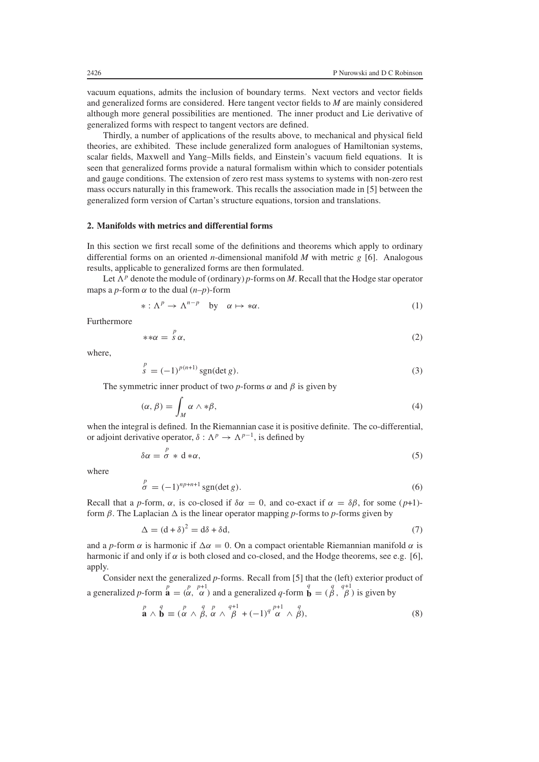vacuum equations, admits the inclusion of boundary terms. Next vectors and vector fields and generalized forms are considered. Here tangent vector fields to $M$ are mainly considered although more general possibilities are mentioned. The inner product and Lie derivative of generalized forms with respect to tangent vectors are defined.

Thirdly, a number of applications of the results above, to mechanical and physical field theories, are exhibited. These include generalized form analogues of Hamiltonian systems, scalar fields, Maxwell and Yang–Mills fields, and Einstein's vacuum field equations. It is seen that generalized forms provide a natural formalism within which to consider potentials and gauge conditions. The extension of zero rest mass systems to systems with non-zero rest mass occurs naturally in this framework. This recalls the association made in [5] between the generalized form version of Cartan's structure equations, torsion and translations.

## 2. Manifolds with metrics and differential forms

In this section we first recall some of the definitions and theorems which apply to ordinary differential forms on an oriented $n$-dimensional manifold $M$ with metric $g$ [6]. Analogous results, applicable to generalized forms are then formulated.

Let $\Lambda^p$ denote the module of (ordinary) $p$-forms on $M$. Recall that the Hodge star operator maps a $p$-form $\alpha$ to the dual $(n–p)$-form

$$* : \Lambda^p \rightarrow \Lambda^{n-p} \quad \text{by} \quad \alpha \mapsto *\alpha. \tag{1}$$

Furthermore

$$**\alpha = \overset{p}{s}\,\alpha, \tag{2}$$

where,

$$\overset{p}{s} = (-1)^{p(n+1)}\,\mathrm{sgn}(\det g). \tag{3}$$

The symmetric inner product of two $p$-forms $\alpha$ and $\beta$ is given by

$$(\alpha, \beta) = \int_M \alpha \wedge *\beta, \tag{4}$$

when the integral is defined. In the Riemannian case it is positive definite. The co-differential, or adjoint derivative operator, $\delta : \Lambda^p \rightarrow \Lambda^{p-1}$, is defined by

$$\delta\alpha = \overset{p}{\sigma} * \mathrm{d} *\alpha, \tag{5}$$

where

$$\overset{p}{\sigma} = (-1)^{np+n+1}\,\mathrm{sgn}(\det g). \tag{6}$$

Recall that a $p$-form, $\alpha$, is co-closed if $\delta\alpha = 0$, and co-exact if $\alpha = \delta\beta$, for some $(p+1)$-form $\beta$. The Laplacian $\Delta$ is the linear operator mapping $p$-forms to $p$-forms given by

$$\Delta = (\mathrm{d} + \delta)^2 = \mathrm{d}\delta + \delta\mathrm{d}, \tag{7}$$

and a $p$-form $\alpha$ is harmonic if $\Delta\alpha = 0$. On a compact orientable Riemannian manifold $\alpha$ is harmonic if and only if $\alpha$ is both closed and co-closed, and the Hodge theorems, see e.g. [6], apply.

Consider next the generalized $p$-forms. Recall from [5] that the (left) exterior product of a generalized $p$-form $\overset{p}{\mathbf{a}} = (\overset{p}{\alpha}, \overset{p+1}{\alpha})$ and a generalized $q$-form $\overset{q}{\mathbf{b}} = (\overset{q}{\beta}, \overset{q+1}{\beta})$ is given by

$$\overset{p}{\mathbf{a}} \wedge \overset{q}{\mathbf{b}} \equiv (\overset{p}{\alpha} \wedge \overset{q}{\beta}, \overset{p}{\alpha} \wedge \overset{q+1}{\beta} + (-1)^q \overset{p+1}{\alpha} \wedge \overset{q}{\beta}), \tag{8}$$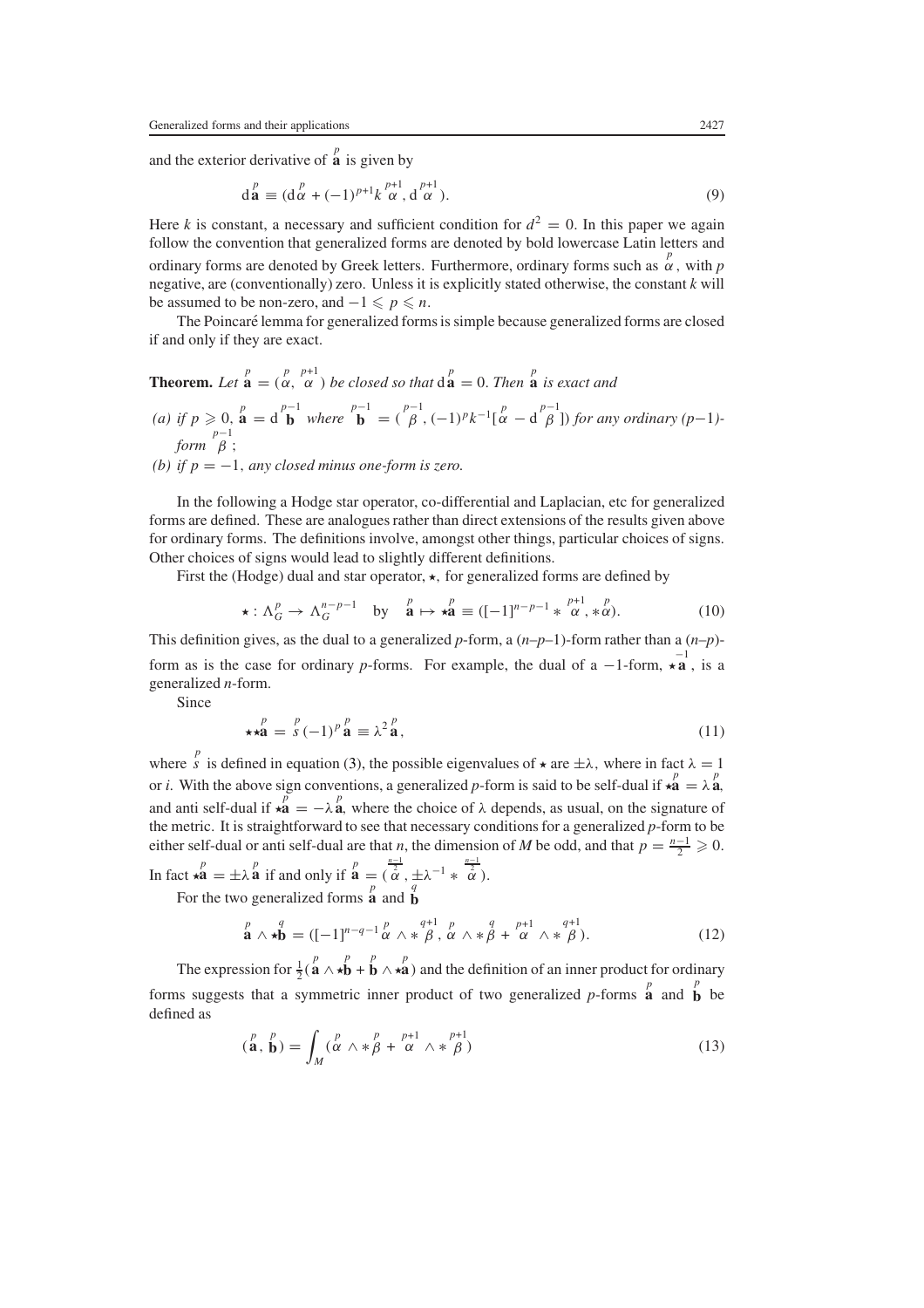and the exterior derivative of $\overset{p}{\mathbf{a}}$ is given by

$$\mathrm{d}\overset{p}{\mathbf{a}} \equiv (\mathrm{d}\overset{p}{\alpha} + (-1)^{p+1}k\overset{p+1}{\alpha}, \mathrm{d}\overset{p+1}{\alpha}). \tag{9}$$

Here $k$ is constant, a necessary and sufficient condition for $d^2 = 0$. In this paper we again follow the convention that generalized forms are denoted by bold lowercase Latin letters and ordinary forms are denoted by Greek letters. Furthermore, ordinary forms such as $\overset{p}{\alpha}$, with $p$ negative, are (conventionally) zero. Unless it is explicitly stated otherwise, the constant $k$ will be assumed to be non-zero, and $-1 \leqslant p \leqslant n$.

The Poincaré lemma for generalized forms is simple because generalized forms are closed if and only if they are exact.

**Theorem.** *Let* $\overset{p}{\mathbf{a}} = (\overset{p}{\alpha}, \overset{p+1}{\alpha})$ *be closed so that* $\mathrm{d}\overset{p}{\mathbf{a}} = 0$. *Then* $\overset{p}{\mathbf{a}}$ *is exact and*

*(a) if* $p \geqslant 0$, $\overset{p}{\mathbf{a}} = \mathrm{d}\overset{p-1}{\mathbf{b}}$ *where* $\overset{p-1}{\mathbf{b}} = (\overset{p-1}{\beta}, (-1)^p k^{-1}[\overset{p}{\alpha} - \mathrm{d}\overset{p-1}{\beta}])$ *for any ordinary* $(p-1)$-*form* $\overset{p-1}{\beta}$;

*(b) if* $p = -1$, *any closed minus one-form is zero.*

In the following a Hodge star operator, co-differential and Laplacian, etc for generalized forms are defined. These are analogues rather than direct extensions of the results given above for ordinary forms. The definitions involve, amongst other things, particular choices of signs. Other choices of signs would lead to slightly different definitions.

First the (Hodge) dual and star operator, $\star$, for generalized forms are defined by

$$\star : \Lambda_G^p \to \Lambda_G^{n-p-1} \quad \text{by} \quad \overset{p}{\mathbf{a}} \mapsto \star\overset{p}{\mathbf{a}} \equiv ([-1]^{n-p-1} * \overset{p+1}{\alpha}, *\overset{p}{\alpha}). \tag{10}$$

This definition gives, as the dual to a generalized $p$-form, a $(n$–$p$–$1)$-form rather than a $(n$–$p)$-form as is the case for ordinary $p$-forms. For example, the dual of a $-1$-form, $\star\overset{-1}{\mathbf{a}}$, is a generalized $n$-form.

Since

$$\star\star\overset{p}{\mathbf{a}} = \overset{p}{s}(-1)^p\overset{p}{\mathbf{a}} \equiv \lambda^2\overset{p}{\mathbf{a}}, \tag{11}$$

where $\overset{p}{s}$ is defined in equation (3), the possible eigenvalues of $\star$ are $\pm\lambda$, where in fact $\lambda = 1$ or $i$. With the above sign conventions, a generalized $p$-form is said to be self-dual if $\star\overset{p}{\mathbf{a}} = \lambda\overset{p}{\mathbf{a}}$, and anti self-dual if $\star\overset{p}{\mathbf{a}} = -\lambda\overset{p}{\mathbf{a}}$, where the choice of $\lambda$ depends, as usual, on the signature of the metric. It is straightforward to see that necessary conditions for a generalized $p$-form to be either self-dual or anti self-dual are that $n$, the dimension of $M$ be odd, and that $p = \frac{n-1}{2} \geqslant 0$. In fact $\star\overset{p}{\mathbf{a}} = \pm\lambda\overset{p}{\mathbf{a}}$ if and only if $\overset{p}{\mathbf{a}} = (\overset{\frac{n-1}{2}}{\alpha}, \pm\lambda^{-1} * \overset{\frac{n-1}{2}}{\alpha})$.

For the two generalized forms $\overset{p}{\mathbf{a}}$ and $\overset{q}{\mathbf{b}}$

$$\overset{p}{\mathbf{a}} \wedge \star\overset{q}{\mathbf{b}} = ([-1]^{n-q-1}\overset{p}{\alpha} \wedge * \overset{q+1}{\beta}, \overset{p}{\alpha} \wedge *\overset{q}{\beta} + \overset{p+1}{\alpha} \wedge * \overset{q+1}{\beta}). \tag{12}$$

The expression for $\frac{1}{2}(\overset{p}{\mathbf{a}} \wedge \star\overset{p}{\mathbf{b}} + \overset{p}{\mathbf{b}} \wedge \star\overset{p}{\mathbf{a}})$ and the definition of an inner product for ordinary forms suggests that a symmetric inner product of two generalized $p$-forms $\overset{p}{\mathbf{a}}$ and $\overset{p}{\mathbf{b}}$ be defined as

$$(\overset{p}{\mathbf{a}}, \overset{p}{\mathbf{b}}) = \int_M (\overset{p}{\alpha} \wedge *\overset{p}{\beta} + \overset{p+1}{\alpha} \wedge * \overset{p+1}{\beta}) \tag{13}$$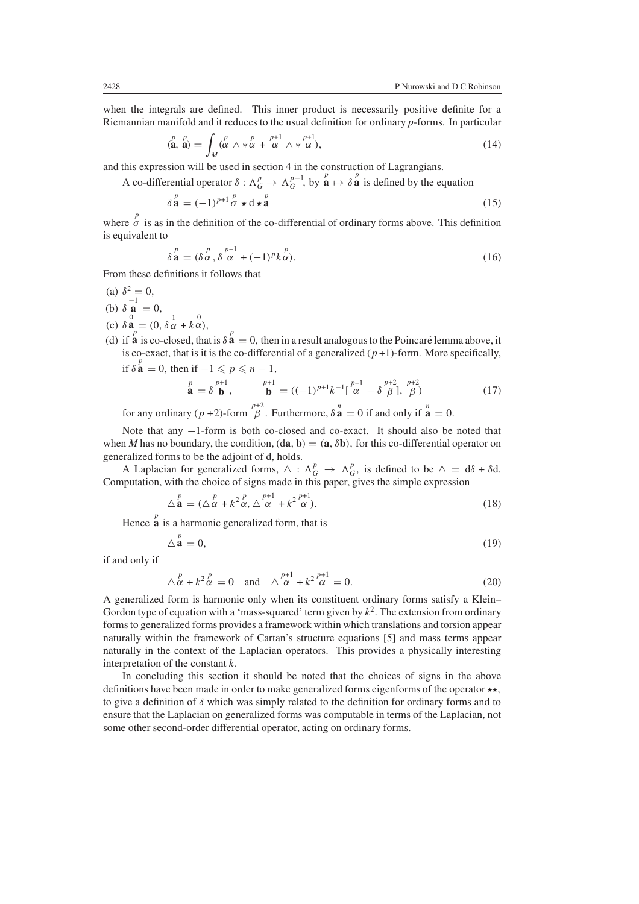when the integrals are defined. This inner product is necessarily positive definite for a Riemannian manifold and it reduces to the usual definition for ordinary $p$-forms. In particular

$$(\overset{p}{\mathbf{a}}, \overset{p}{\mathbf{a}}) = \int_M (\overset{p}{\alpha} \wedge * \overset{p}{\alpha} + \overset{p+1}{\alpha} \wedge * \overset{p+1}{\alpha}), \tag{14}$$

and this expression will be used in section 4 in the construction of Lagrangians.

A co-differential operator $\delta : \Lambda^p_G \to \Lambda^{p-1}_G$, by $\overset{p}{\mathbf{a}} \mapsto \delta \overset{p}{\mathbf{a}}$ is defined by the equation

$$\delta \overset{p}{\mathbf{a}} = (-1)^{p+1} \overset{p}{\sigma} \star \mathrm{d} \star \overset{p}{\mathbf{a}} \tag{15}$$

where $\overset{p}{\sigma}$ is as in the definition of the co-differential of ordinary forms above. This definition is equivalent to

$$\delta \overset{p}{\mathbf{a}} = (\delta \overset{p}{\alpha}, \delta \overset{p+1}{\alpha} + (-1)^p k \overset{p}{\alpha}). \tag{16}$$

From these definitions it follows that

(a) $\delta^2 = 0$,

(b) $\delta \overset{-1}{\mathbf{a}} = 0$,

(c) $\delta \overset{0}{\mathbf{a}} = (0, \delta \overset{1}{\alpha} + k \overset{0}{\alpha})$,

(d) if $\overset{p}{\mathbf{a}}$ is co-closed, that is $\delta \overset{p}{\mathbf{a}} = 0$, then in a result analogous to the Poincaré lemma above, it is co-exact, that is it is the co-differential of a generalized $(p+1)$-form. More specifically, if $\delta \overset{p}{\mathbf{a}} = 0$, then if $-1 \leqslant p \leqslant n-1$,

$$\overset{p}{\mathbf{a}} = \delta \overset{p+1}{\mathbf{b}}, \qquad \overset{p+1}{\mathbf{b}} = ((-1)^{p+1} k^{-1} [\overset{p+1}{\alpha} - \delta \overset{p+2}{\beta}], \overset{p+2}{\beta}) \tag{17}$$

for any ordinary $(p+2)$-form $\overset{p+2}{\beta}$. Furthermore, $\delta \overset{n}{\mathbf{a}} = 0$ if and only if $\overset{n}{\mathbf{a}} = 0$.

Note that any $-1$-form is both co-closed and co-exact. It should also be noted that when $M$ has no boundary, the condition, $(\mathrm{d}\mathbf{a}, \mathbf{b}) = (\mathbf{a}, \delta\mathbf{b})$, for this co-differential operator on generalized forms to be the adjoint of d, holds.

A Laplacian for generalized forms, $\triangle : \Lambda^p_G \to \Lambda^p_G$, is defined to be $\triangle = \mathrm{d}\delta + \delta\mathrm{d}$. Computation, with the choice of signs made in this paper, gives the simple expression

$$\triangle \overset{p}{\mathbf{a}} = (\triangle \overset{p}{\alpha} + k^2 \overset{p}{\alpha}, \triangle \overset{p+1}{\alpha} + k^2 \overset{p+1}{\alpha}). \tag{18}$$

Hence $\overset{p}{\mathbf{a}}$ is a harmonic generalized form, that is

$$\triangle \overset{p}{\mathbf{a}} = 0, \tag{19}$$

if and only if

$$\triangle \overset{p}{\alpha} + k^2 \overset{p}{\alpha} = 0 \quad \text{and} \quad \triangle \overset{p+1}{\alpha} + k^2 \overset{p+1}{\alpha} = 0. \tag{20}$$

A generalized form is harmonic only when its constituent ordinary forms satisfy a Klein–Gordon type of equation with a 'mass-squared' term given by $k^2$. The extension from ordinary forms to generalized forms provides a framework within which translations and torsion appear naturally within the framework of Cartan's structure equations [5] and mass terms appear naturally in the context of the Laplacian operators. This provides a physically interesting interpretation of the constant $k$.

In concluding this section it should be noted that the choices of signs in the above definitions have been made in order to make generalized forms eigenforms of the operator $\star\star$, to give a definition of $\delta$ which was simply related to the definition for ordinary forms and to ensure that the Laplacian on generalized forms was computable in terms of the Laplacian, not some other second-order differential operator, acting on ordinary forms.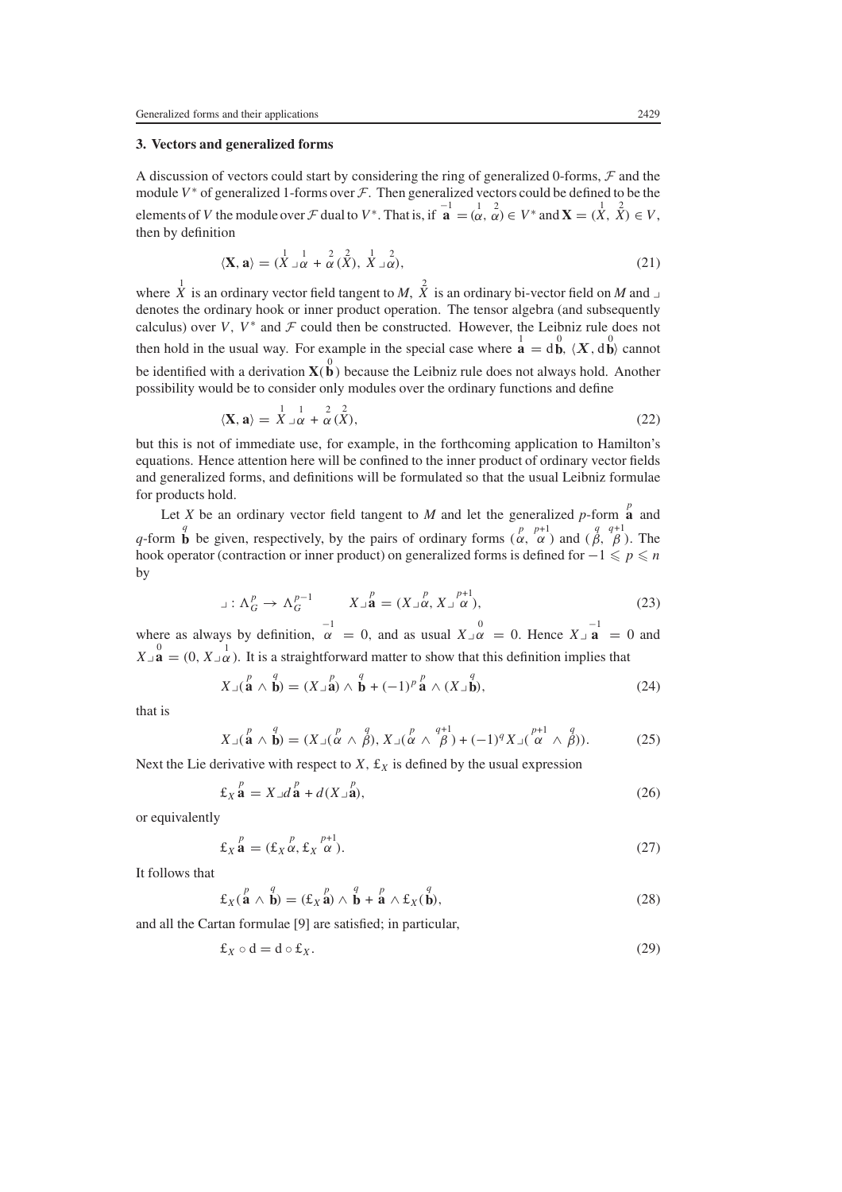## 3. Vectors and generalized forms

A discussion of vectors could start by considering the ring of generalized 0-forms, $\mathcal{F}$ and the module $V^*$ of generalized 1-forms over $\mathcal{F}$. Then generalized vectors could be defined to be the elements of $V$ the module over $\mathcal{F}$ dual to $V^*$. That is, if $\overset{-1}{\mathbf{a}} = (\overset{1}{\alpha}, \overset{2}{\alpha}) \in V^*$ and $\mathbf{X} = (\overset{1}{X}, \overset{2}{X}) \in V$, then by definition

$$\langle \mathbf{X}, \mathbf{a} \rangle = (\overset{1}{X} \lrcorner \overset{1}{\alpha} + \overset{2}{\alpha}(\overset{2}{X}), \overset{1}{X} \lrcorner \overset{2}{\alpha}), \tag{21}$$

where $\overset{1}{X}$ is an ordinary vector field tangent to $M$, $\overset{2}{X}$ is an ordinary bi-vector field on $M$ and $\lrcorner$ denotes the ordinary hook or inner product operation. The tensor algebra (and subsequently calculus) over $V$, $V^*$ and $\mathcal{F}$ could then be constructed. However, the Leibniz rule does not then hold in the usual way. For example in the special case where $\overset{1}{\mathbf{a}} = \mathrm{d}\overset{0}{\mathbf{b}}$, $\langle \boldsymbol{X}, \mathrm{d}\overset{0}{\mathbf{b}} \rangle$ cannot be identified with a derivation $\mathbf{X}(\overset{0}{\mathbf{b}})$ because the Leibniz rule does not always hold. Another possibility would be to consider only modules over the ordinary functions and define

$$\langle \mathbf{X}, \mathbf{a} \rangle = \overset{1}{X} \lrcorner \overset{1}{\alpha} + \overset{2}{\alpha}(\overset{2}{X}), \tag{22}$$

but this is not of immediate use, for example, in the forthcoming application to Hamilton's equations. Hence attention here will be confined to the inner product of ordinary vector fields and generalized forms, and definitions will be formulated so that the usual Leibniz formulae for products hold.

Let $X$ be an ordinary vector field tangent to $M$ and let the generalized $p$-form $\overset{p}{\mathbf{a}}$ and $q$-form $\overset{q}{\mathbf{b}}$ be given, respectively, by the pairs of ordinary forms $(\overset{p}{\alpha}, \overset{p+1}{\alpha})$ and $(\overset{q}{\beta}, \overset{q+1}{\beta})$. The hook operator (contraction or inner product) on generalized forms is defined for $-1 \leqslant p \leqslant n$ by

$$\lrcorner : \Lambda_G^p \to \Lambda_G^{p-1} \qquad X \lrcorner \overset{p}{\mathbf{a}} = (X \lrcorner \overset{p}{\alpha}, X \lrcorner \overset{p+1}{\alpha}), \tag{23}$$

where as always by definition, $\overset{-1}{\alpha} = 0$, and as usual $X \lrcorner \overset{0}{\alpha} = 0$. Hence $X \lrcorner \overset{-1}{\mathbf{a}} = 0$ and $X \lrcorner \overset{0}{\mathbf{a}} = (0, X \lrcorner \overset{1}{\alpha})$. It is a straightforward matter to show that this definition implies that

$$X \lrcorner (\overset{p}{\mathbf{a}} \wedge \overset{q}{\mathbf{b}}) = (X \lrcorner \overset{p}{\mathbf{a}}) \wedge \overset{q}{\mathbf{b}} + (-1)^p \overset{p}{\mathbf{a}} \wedge (X \lrcorner \overset{q}{\mathbf{b}}), \tag{24}$$

that is

$$X \lrcorner (\overset{p}{\mathbf{a}} \wedge \overset{q}{\mathbf{b}}) = (X \lrcorner (\overset{p}{\alpha} \wedge \overset{q}{\beta}), X \lrcorner (\overset{p}{\alpha} \wedge \overset{q+1}{\beta}) + (-1)^q X \lrcorner (\overset{p+1}{\alpha} \wedge \overset{q}{\beta})). \tag{25}$$

Next the Lie derivative with respect to $X$, $\pounds_X$ is defined by the usual expression

$$\pounds_X \overset{p}{\mathbf{a}} = X \lrcorner d\overset{p}{\mathbf{a}} + d(X \lrcorner \overset{p}{\mathbf{a}}), \tag{26}$$

or equivalently

$$\pounds_X \overset{p}{\mathbf{a}} = (\pounds_X \overset{p}{\alpha}, \pounds_X \overset{p+1}{\alpha}). \tag{27}$$

It follows that

$$\pounds_X (\overset{p}{\mathbf{a}} \wedge \overset{q}{\mathbf{b}}) = (\pounds_X \overset{p}{\mathbf{a}}) \wedge \overset{q}{\mathbf{b}} + \overset{p}{\mathbf{a}} \wedge \pounds_X (\overset{q}{\mathbf{b}}), \tag{28}$$

and all the Cartan formulae [9] are satisfied; in particular,

$$\pounds_X \circ \mathrm{d} = \mathrm{d} \circ \pounds_X. \tag{29}$$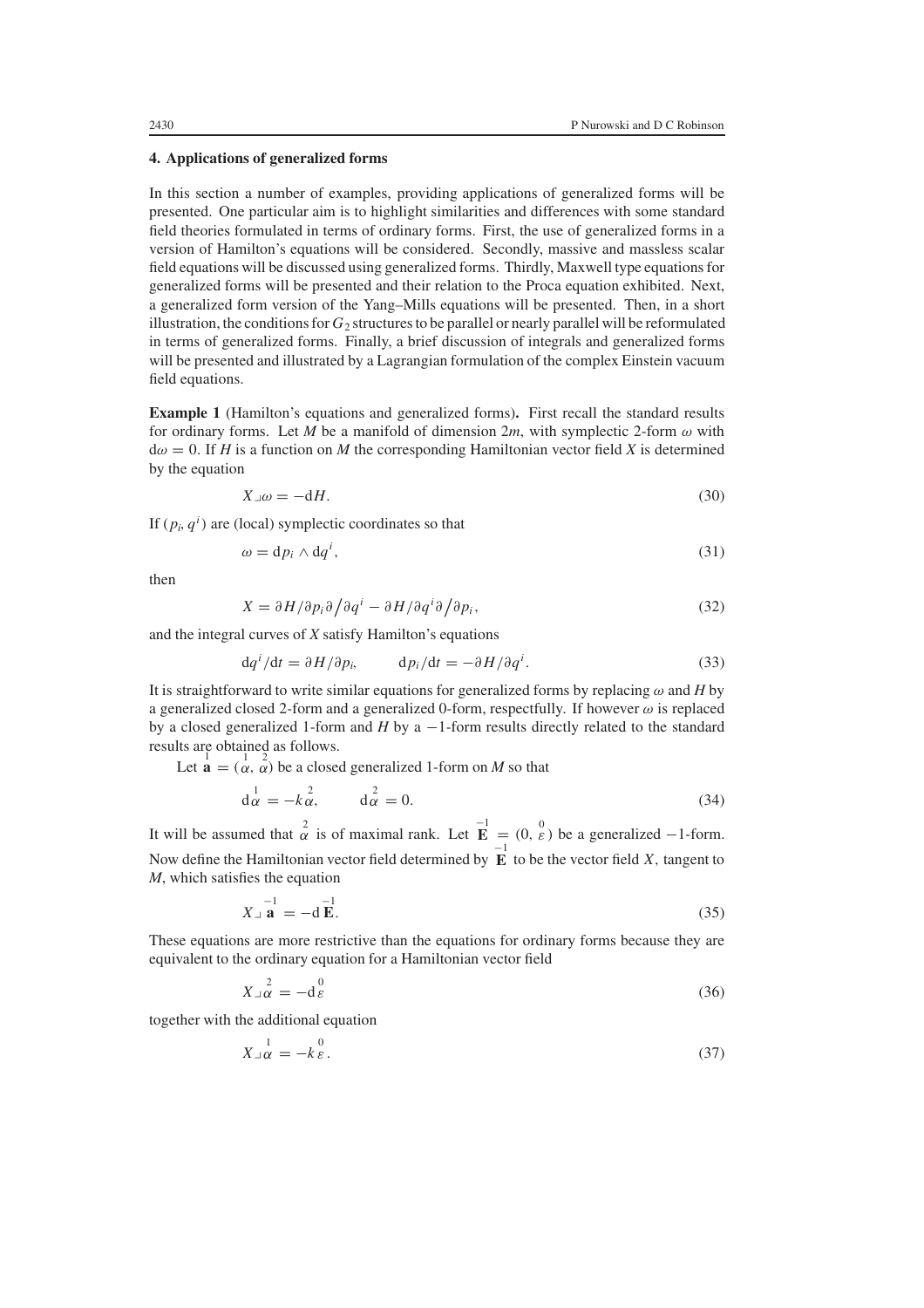## 4. Applications of generalized forms

In this section a number of examples, providing applications of generalized forms will be presented. One particular aim is to highlight similarities and differences with some standard field theories formulated in terms of ordinary forms. First, the use of generalized forms in a version of Hamilton's equations will be considered. Secondly, massive and massless scalar field equations will be discussed using generalized forms. Thirdly, Maxwell type equations for generalized forms will be presented and their relation to the Proca equation exhibited. Next, a generalized form version of the Yang–Mills equations will be presented. Then, in a short illustration, the conditions for $G_2$ structures to be parallel or nearly parallel will be reformulated in terms of generalized forms. Finally, a brief discussion of integrals and generalized forms will be presented and illustrated by a Lagrangian formulation of the complex Einstein vacuum field equations.

**Example 1** (Hamilton's equations and generalized forms)**.** First recall the standard results for ordinary forms. Let $M$ be a manifold of dimension $2m$, with symplectic 2-form $\omega$ with $\mathrm{d}\omega = 0$. If $H$ is a function on $M$ the corresponding Hamiltonian vector field $X$ is determined by the equation

$$X \lrcorner \omega = -\mathrm{d}H. \tag{30}$$

If $(p_i, q^i)$ are (local) symplectic coordinates so that

$$\omega = \mathrm{d}p_i \wedge \mathrm{d}q^i, \tag{31}$$

then

$$X = \partial H/\partial p_i \partial \big/ \partial q^i - \partial H/\partial q^i \partial \big/ \partial p_i, \tag{32}$$

and the integral curves of $X$ satisfy Hamilton's equations

$$\mathrm{d}q^i/\mathrm{d}t = \partial H/\partial p_i, \qquad \mathrm{d}p_i/\mathrm{d}t = -\partial H/\partial q^i. \tag{33}$$

It is straightforward to write similar equations for generalized forms by replacing $\omega$ and $H$ by a generalized closed 2-form and a generalized 0-form, respectfully. If however $\omega$ is replaced by a closed generalized 1-form and $H$ by a $-1$-form results directly related to the standard results are obtained as follows.

Let $\overset{1}{\mathbf{a}} = (\overset{1}{\alpha}, \overset{2}{\alpha})$ be a closed generalized 1-form on $M$ so that

$$\mathrm{d}\overset{1}{\alpha} = -k\overset{2}{\alpha}, \qquad \mathrm{d}\overset{2}{\alpha} = 0. \tag{34}$$

It will be assumed that $\overset{2}{\alpha}$ is of maximal rank. Let $\overset{-1}{\mathbf{E}} = (0, \overset{0}{\varepsilon})$ be a generalized $-1$-form. Now define the Hamiltonian vector field determined by $\overset{-1}{\mathbf{E}}$ to be the vector field $X$, tangent to $M$, which satisfies the equation

$$X \lrcorner \overset{-1}{\mathbf{a}} = -\mathrm{d}\overset{-1}{\mathbf{E}}. \tag{35}$$

These equations are more restrictive than the equations for ordinary forms because they are equivalent to the ordinary equation for a Hamiltonian vector field

$$X \lrcorner \overset{2}{\alpha} = -\mathrm{d}\overset{0}{\varepsilon} \tag{36}$$

together with the additional equation

$$X \lrcorner \overset{1}{\alpha} = -k\overset{0}{\varepsilon}. \tag{37}$$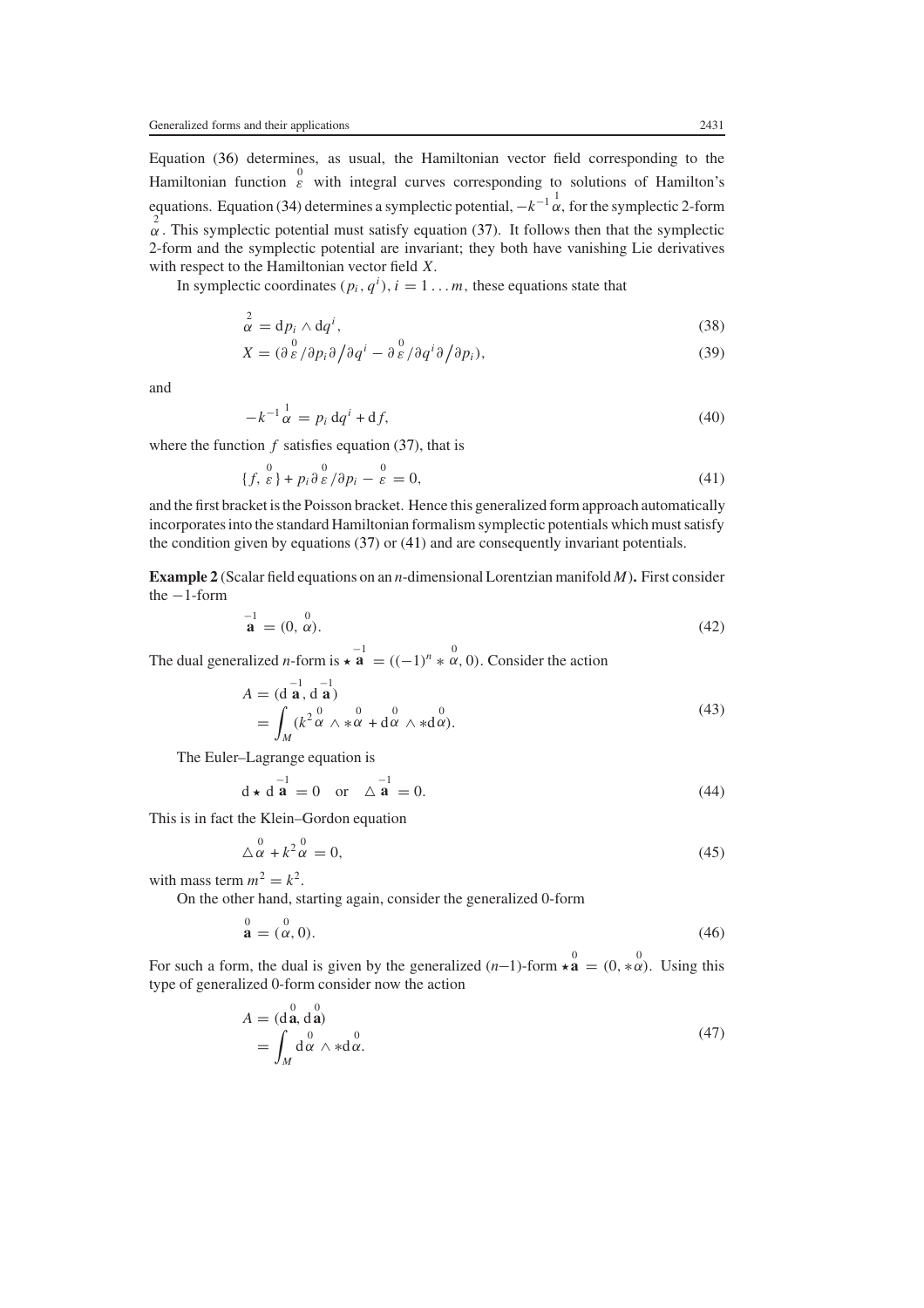Equation (36) determines, as usual, the Hamiltonian vector field corresponding to the Hamiltonian function $\overset{0}{\varepsilon}$ with integral curves corresponding to solutions of Hamilton's equations. Equation (34) determines a symplectic potential, $-k^{-1}\overset{1}{\alpha}$, for the symplectic 2-form $\overset{2}{\alpha}$. This symplectic potential must satisfy equation (37). It follows then that the symplectic 2-form and the symplectic potential are invariant; they both have vanishing Lie derivatives with respect to the Hamiltonian vector field $X$.

In symplectic coordinates $(p_i, q^i)$, $i = 1 \ldots m$, these equations state that

$$\overset{2}{\alpha} = \mathrm{d}p_i \wedge \mathrm{d}q^i, \tag{38}$$

$$X = (\partial \overset{0}{\varepsilon}/\partial p_i \partial\big/\partial q^i - \partial \overset{0}{\varepsilon}/\partial q^i \partial\big/\partial p_i), \tag{39}$$

and

$$-k^{-1}\overset{1}{\alpha} = p_i\, \mathrm{d}q^i + \mathrm{d}f, \tag{40}$$

where the function $f$ satisfies equation (37), that is

$$\{f, \overset{0}{\varepsilon}\} + p_i \partial \overset{0}{\varepsilon}/\partial p_i - \overset{0}{\varepsilon} = 0, \tag{41}$$

and the first bracket is the Poisson bracket. Hence this generalized form approach automatically incorporates into the standard Hamiltonian formalism symplectic potentials which must satisfy the condition given by equations (37) or (41) and are consequently invariant potentials.

**Example 2** (Scalar field equations on an $n$-dimensional Lorentzian manifold $M$)**.** First consider the $-1$-form

$$\overset{-1}{\mathbf{a}} = (0, \overset{0}{\alpha}). \tag{42}$$

The dual generalized $n$-form is $\star \overset{-1}{\mathbf{a}} = ((-1)^n * \overset{0}{\alpha}, 0)$. Consider the action

$$\begin{aligned} A &= (\mathrm{d}\overset{-1}{\mathbf{a}}, \mathrm{d}\overset{-1}{\mathbf{a}}) \\ &= \int_M (k^2 \overset{0}{\alpha} \wedge * \overset{0}{\alpha} + \mathrm{d}\overset{0}{\alpha} \wedge * \mathrm{d}\overset{0}{\alpha}). \end{aligned} \tag{43}$$

The Euler–Lagrange equation is

$$\mathrm{d} \star \mathrm{d}\overset{-1}{\mathbf{a}} = 0 \quad \text{or} \quad \triangle \overset{-1}{\mathbf{a}} = 0. \tag{44}$$

This is in fact the Klein–Gordon equation

$$\triangle \overset{0}{\alpha} + k^2 \overset{0}{\alpha} = 0, \tag{45}$$

with mass term $m^2 = k^2$.

On the other hand, starting again, consider the generalized 0-form

$$\overset{0}{\mathbf{a}} = (\overset{0}{\alpha}, 0). \tag{46}$$

For such a form, the dual is given by the generalized $(n-1)$-form $\star\overset{0}{\mathbf{a}} = (0, *\overset{0}{\alpha})$. Using this type of generalized 0-form consider now the action

$$\begin{aligned} A &= (\mathrm{d}\overset{0}{\mathbf{a}}, \mathrm{d}\overset{0}{\mathbf{a}}) \\ &= \int_M \mathrm{d}\overset{0}{\alpha} \wedge * \mathrm{d}\overset{0}{\alpha}. \end{aligned} \tag{47}$$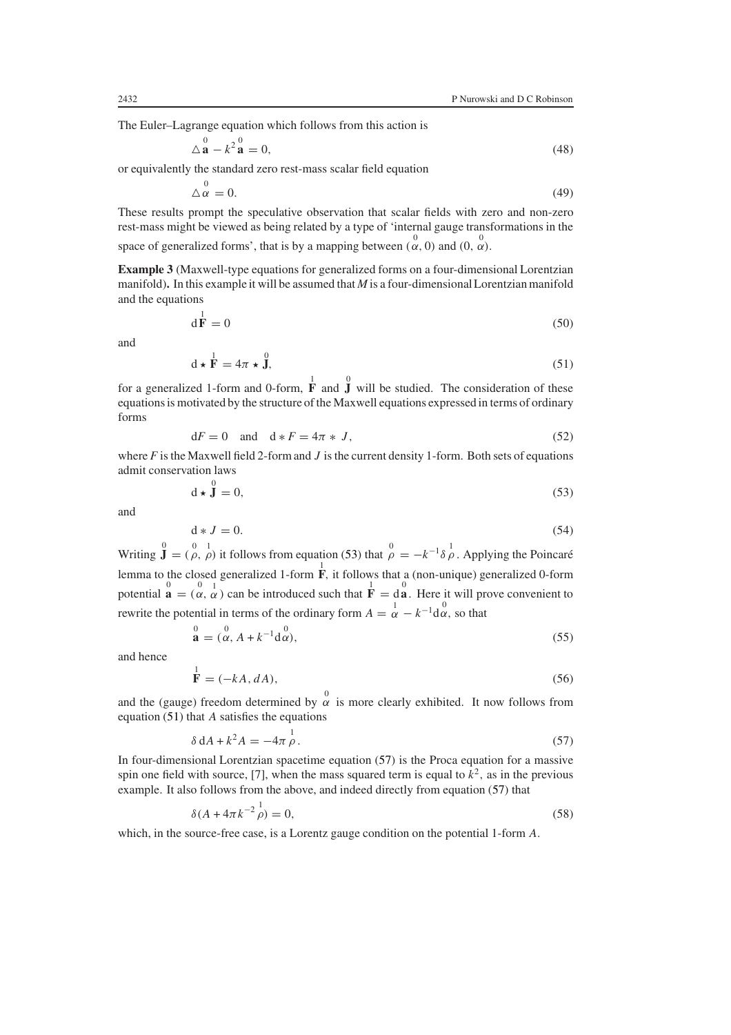The Euler–Lagrange equation which follows from this action is

$$\triangle \overset{0}{\mathbf{a}} - k^2 \overset{0}{\mathbf{a}} = 0, \tag{48}$$

or equivalently the standard zero rest-mass scalar field equation

$$\triangle \overset{0}{\alpha} = 0. \tag{49}$$

These results prompt the speculative observation that scalar fields with zero and non-zero rest-mass might be viewed as being related by a type of 'internal gauge transformations in the space of generalized forms', that is by a mapping between $(\overset{0}{\alpha}, 0)$ and $(0, \overset{0}{\alpha})$.

**Example 3** (Maxwell-type equations for generalized forms on a four-dimensional Lorentzian manifold)**.** In this example it will be assumed that $M$ is a four-dimensional Lorentzian manifold and the equations

$$\mathrm{d}\overset{1}{\mathbf{F}} = 0 \tag{50}$$

and

$$\mathrm{d} \star \overset{1}{\mathbf{F}} = 4\pi \star \overset{0}{\mathbf{J}}, \tag{51}$$

for a generalized 1-form and 0-form, $\overset{1}{\mathbf{F}}$ and $\overset{0}{\mathbf{J}}$ will be studied. The consideration of these equations is motivated by the structure of the Maxwell equations expressed in terms of ordinary forms

$$\mathrm{d}F = 0 \quad \text{and} \quad \mathrm{d} * F = 4\pi * J, \tag{52}$$

where $F$ is the Maxwell field 2-form and $J$ is the current density 1-form. Both sets of equations admit conservation laws

$$\mathrm{d} \star \overset{0}{\mathbf{J}} = 0, \tag{53}$$

and

$$\mathrm{d} * J = 0. \tag{54}$$

Writing $\overset{0}{\mathbf{J}} = (\overset{0}{\rho}, \overset{1}{\rho})$ it follows from equation (53) that $\overset{0}{\rho} = -k^{-1}\delta \overset{1}{\rho}$. Applying the Poincaré lemma to the closed generalized 1-form $\overset{1}{\mathbf{F}}$, it follows that a (non-unique) generalized 0-form potential $\overset{0}{\mathbf{a}} = (\overset{0}{\alpha}, \overset{1}{\alpha})$ can be introduced such that $\overset{1}{\mathbf{F}} = \mathrm{d}\overset{0}{\mathbf{a}}$. Here it will prove convenient to rewrite the potential in terms of the ordinary form $A = \overset{1}{\alpha} - k^{-1}\mathrm{d}\overset{0}{\alpha}$, so that

$$\overset{0}{\mathbf{a}} = (\overset{0}{\alpha}, A + k^{-1}\mathrm{d}\overset{0}{\alpha}), \tag{55}$$

and hence

$$\overset{1}{\mathbf{F}} = (-kA, dA), \tag{56}$$

and the (gauge) freedom determined by $\overset{0}{\alpha}$ is more clearly exhibited. It now follows from equation (51) that $A$ satisfies the equations

$$\delta\, \mathrm{d}A + k^2 A = -4\pi \overset{1}{\rho}. \tag{57}$$

In four-dimensional Lorentzian spacetime equation (57) is the Proca equation for a massive spin one field with source, [7], when the mass squared term is equal to $k^2$, as in the previous example. It also follows from the above, and indeed directly from equation (57) that

$$\delta(A + 4\pi k^{-2} \overset{1}{\rho}) = 0, \tag{58}$$

which, in the source-free case, is a Lorentz gauge condition on the potential 1-form $A$.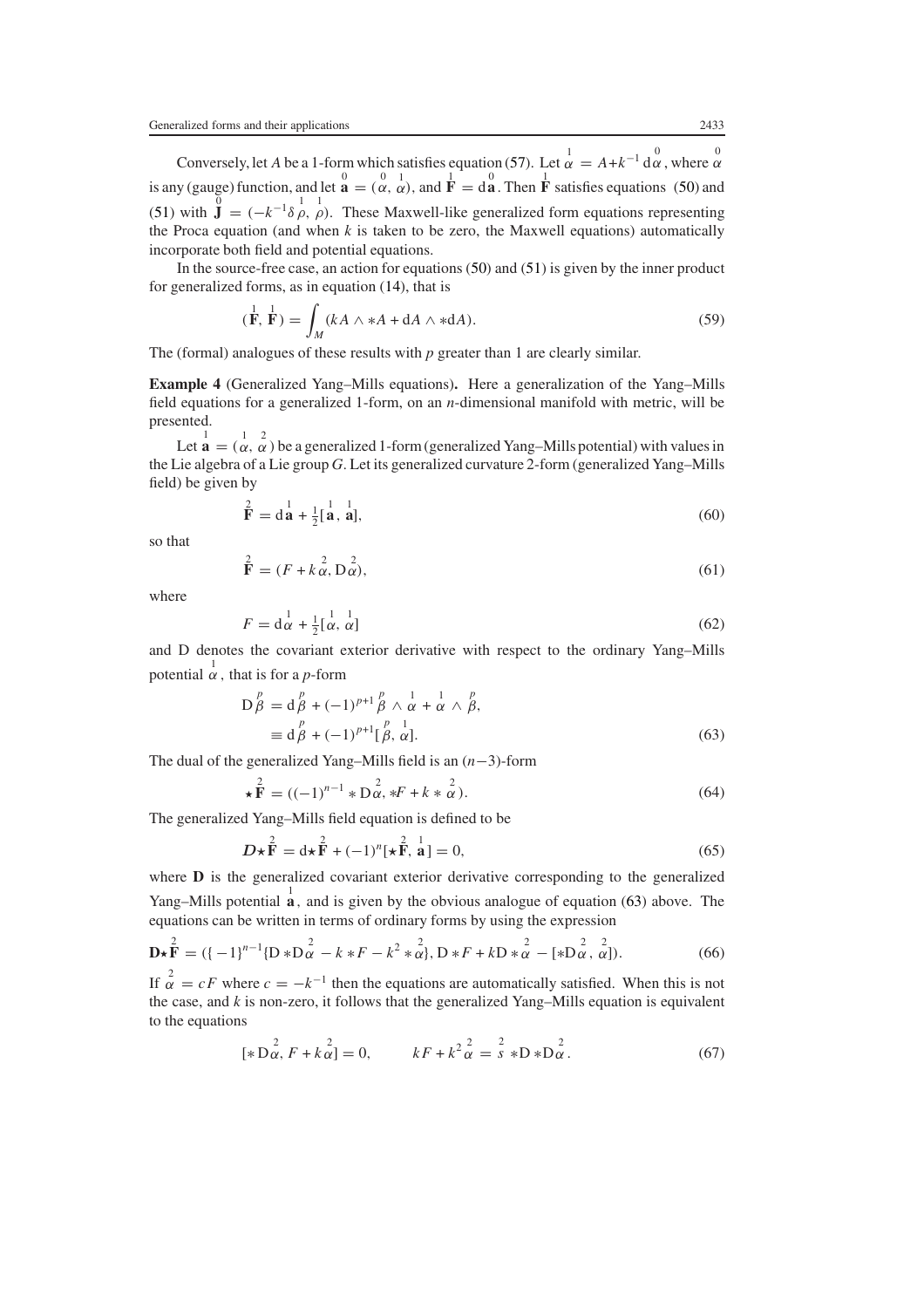Conversely, let $A$ be a 1-form which satisfies equation (57). Let $\overset{1}{\alpha} = A + k^{-1}\,\mathrm{d}\overset{0}{\alpha}$, where $\overset{0}{\alpha}$ is any (gauge) function, and let $\overset{0}{\mathbf{a}} = (\overset{0}{\alpha}, \overset{1}{\alpha})$, and $\overset{1}{\mathbf{F}} = \mathrm{d}\overset{0}{\mathbf{a}}$. Then $\overset{1}{\mathbf{F}}$ satisfies equations (50) and (51) with $\overset{0}{\mathbf{J}} = (-k^{-1}\delta\overset{1}{\rho}, \overset{1}{\rho})$. These Maxwell-like generalized form equations representing the Proca equation (and when $k$ is taken to be zero, the Maxwell equations) automatically incorporate both field and potential equations.

In the source-free case, an action for equations (50) and (51) is given by the inner product for generalized forms, as in equation (14), that is

$$(\overset{1}{\mathbf{F}}, \overset{1}{\mathbf{F}}) = \int_M (kA \wedge *A + \mathrm{d}A \wedge *\mathrm{d}A). \tag{59}$$

The (formal) analogues of these results with $p$ greater than 1 are clearly similar.

**Example 4** (Generalized Yang–Mills equations)**.** Here a generalization of the Yang–Mills field equations for a generalized 1-form, on an $n$-dimensional manifold with metric, will be presented.

Let $\overset{1}{\mathbf{a}} = (\overset{1}{\alpha}, \overset{2}{\alpha})$ be a generalized 1-form (generalized Yang–Mills potential) with values in the Lie algebra of a Lie group $G$. Let its generalized curvature 2-form (generalized Yang–Mills field) be given by

$$\overset{2}{\mathbf{F}} = \mathrm{d}\overset{1}{\mathbf{a}} + \tfrac{1}{2}[\overset{1}{\mathbf{a}}, \overset{1}{\mathbf{a}}], \tag{60}$$

so that

$$\overset{2}{\mathbf{F}} = (F + k\overset{2}{\alpha}, \mathrm{D}\overset{2}{\alpha}), \tag{61}$$

where

$$F = \mathrm{d}\overset{1}{\alpha} + \tfrac{1}{2}[\overset{1}{\alpha}, \overset{1}{\alpha}] \tag{62}$$

and D denotes the covariant exterior derivative with respect to the ordinary Yang–Mills potential $\overset{1}{\alpha}$, that is for a $p$-form

$$\begin{aligned}\mathrm{D}\overset{p}{\beta} &= \mathrm{d}\overset{p}{\beta} + (-1)^{p+1}\overset{p}{\beta} \wedge \overset{1}{\alpha} + \overset{1}{\alpha} \wedge \overset{p}{\beta}, \\ &\equiv \mathrm{d}\overset{p}{\beta} + (-1)^{p+1}[\overset{p}{\beta}, \overset{1}{\alpha}].\end{aligned} \tag{63}$$

The dual of the generalized Yang–Mills field is an $(n-3)$-form

$$\star\overset{2}{\mathbf{F}} = ((-1)^{n-1} * \mathrm{D}\overset{2}{\alpha}, *F + k * \overset{2}{\alpha}). \tag{64}$$

The generalized Yang–Mills field equation is defined to be

$$\boldsymbol{D}\star\overset{2}{\mathbf{F}} = \mathrm{d}\star\overset{2}{\mathbf{F}} + (-1)^n[\star\overset{2}{\mathbf{F}}, \overset{1}{\mathbf{a}}] = 0, \tag{65}$$

where $\mathbf{D}$ is the generalized covariant exterior derivative corresponding to the generalized Yang–Mills potential $\overset{1}{\mathbf{a}}$, and is given by the obvious analogue of equation (63) above. The equations can be written in terms of ordinary forms by using the expression

$$\mathbf{D}\star\overset{2}{\mathbf{F}} = (\{-1\}^{n-1}\{\mathrm{D} * \mathrm{D}\overset{2}{\alpha} - k * F - k^2 * \overset{2}{\alpha}\}, \mathrm{D} * F + k\mathrm{D} * \overset{2}{\alpha} - [*\mathrm{D}\overset{2}{\alpha}, \overset{2}{\alpha}]). \tag{66}$$

If $\overset{2}{\alpha} = cF$ where $c = -k^{-1}$ then the equations are automatically satisfied. When this is not the case, and $k$ is non-zero, it follows that the generalized Yang–Mills equation is equivalent to the equations

$$[*\mathrm{D}\overset{2}{\alpha}, F + k\overset{2}{\alpha}] = 0, \qquad kF + k^2\overset{2}{\alpha} = \overset{2}{s} * \mathrm{D} * \mathrm{D}\overset{2}{\alpha}. \tag{67}$$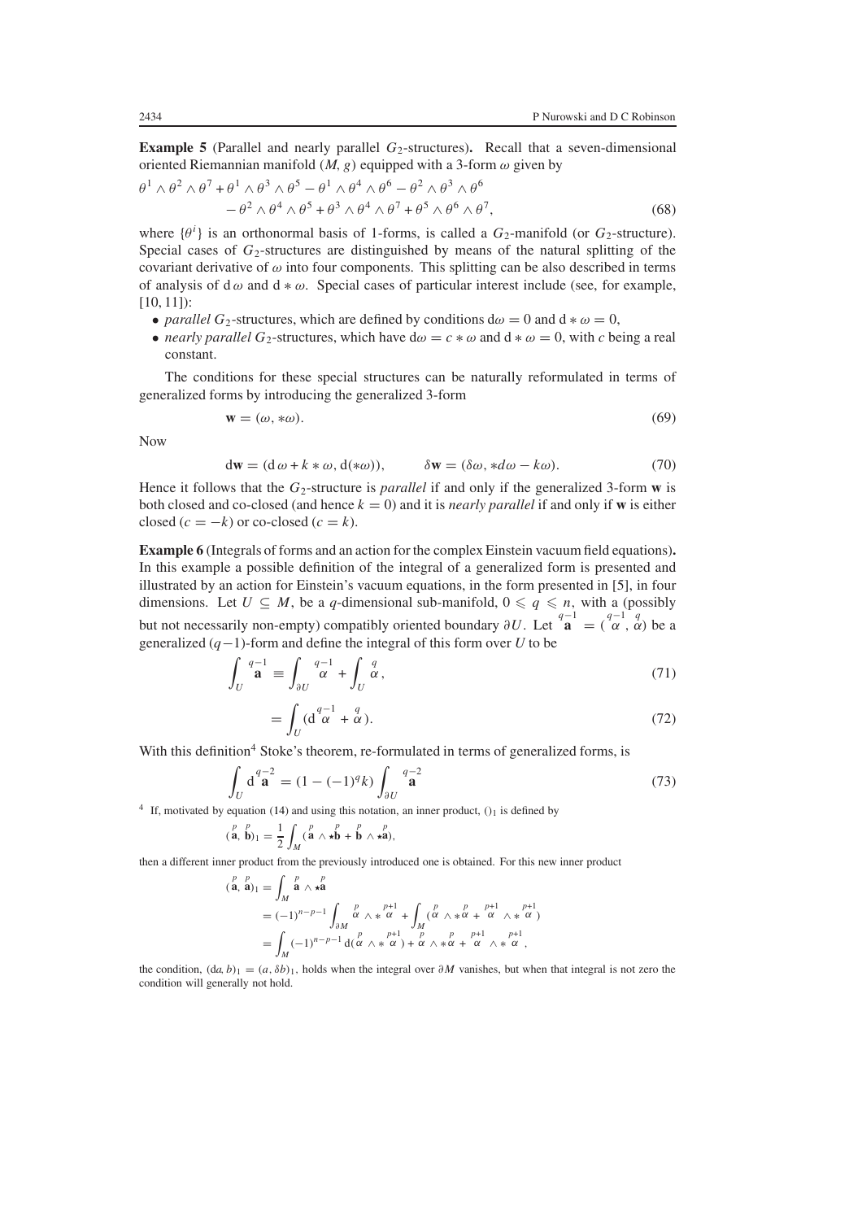**Example 5** (Parallel and nearly parallel $G_2$-structures)**.** Recall that a seven-dimensional oriented Riemannian manifold $(M, g)$ equipped with a 3-form $\omega$ given by

$$\theta^1 \wedge \theta^2 \wedge \theta^7 + \theta^1 \wedge \theta^3 \wedge \theta^5 - \theta^1 \wedge \theta^4 \wedge \theta^6 - \theta^2 \wedge \theta^3 \wedge \theta^6 \\ - \theta^2 \wedge \theta^4 \wedge \theta^5 + \theta^3 \wedge \theta^4 \wedge \theta^7 + \theta^5 \wedge \theta^6 \wedge \theta^7, \tag{68}$$

where $\{\theta^i\}$ is an orthonormal basis of 1-forms, is called a $G_2$-manifold (or $G_2$-structure). Special cases of $G_2$-structures are distinguished by means of the natural splitting of the covariant derivative of $\omega$ into four components. This splitting can be also described in terms of analysis of $\mathrm{d}\,\omega$ and $\mathrm{d} * \omega$. Special cases of particular interest include (see, for example, [10, 11]):

- *parallel* $G_2$-structures, which are defined by conditions $\mathrm{d}\omega = 0$ and $\mathrm{d} * \omega = 0$,
- *nearly parallel* $G_2$-structures, which have $\mathrm{d}\omega = c * \omega$ and $\mathrm{d} * \omega = 0$, with $c$ being a real constant.

The conditions for these special structures can be naturally reformulated in terms of generalized forms by introducing the generalized 3-form

$$\mathbf{w} = (\omega, *\omega). \tag{69}$$

Now

$$\mathrm{d}\mathbf{w} = (\mathrm{d}\,\omega + k * \omega, \mathrm{d}(*\omega)), \qquad \delta\mathbf{w} = (\delta\omega, *d\omega - k\omega). \tag{70}$$

Hence it follows that the $G_2$-structure is *parallel* if and only if the generalized 3-form $\mathbf{w}$ is both closed and co-closed (and hence $k = 0$) and it is *nearly parallel* if and only if $\mathbf{w}$ is either closed ($c = -k$) or co-closed ($c = k$).

**Example 6** (Integrals of forms and an action for the complex Einstein vacuum field equations)**.** In this example a possible definition of the integral of a generalized form is presented and illustrated by an action for Einstein's vacuum equations, in the form presented in [5], in four dimensions. Let $U \subseteq M$, be a $q$-dimensional sub-manifold, $0 \leqslant q \leqslant n$, with a (possibly but not necessarily non-empty) compatibly oriented boundary $\partial U$. Let $\overset{q-1}{\mathbf{a}} = (\overset{q-1}{\alpha}, \overset{q}{\alpha})$ be a generalized $(q-1)$-form and define the integral of this form over $U$ to be

$$\int_U \overset{q-1}{\mathbf{a}} \equiv \int_{\partial U} \overset{q-1}{\alpha} + \int_U \overset{q}{\alpha}, \tag{71}$$

$$= \int_U (\mathrm{d}\overset{q-1}{\alpha} + \overset{q}{\alpha}). \tag{72}$$

With this definition[4] Stoke's theorem, re-formulated in terms of generalized forms, is

$$\int_U \mathrm{d}\overset{q-2}{\mathbf{a}} = (1 - (-1)^q k) \int_{\partial U} \overset{q-2}{\mathbf{a}} \tag{73}$$

[4] If, motivated by equation (14) and using this notation, an inner product, $()_1$ is defined by

$$(\overset{p}{\mathbf{a}}, \overset{p}{\mathbf{b}})_1 = \frac{1}{2} \int_M (\overset{p}{\mathbf{a}} \wedge \star\overset{p}{\mathbf{b}} + \overset{p}{\mathbf{b}} \wedge \star\overset{p}{\mathbf{a}}),$$

then a different inner product from the previously introduced one is obtained. For this new inner product

$$\begin{aligned} (\overset{p}{\mathbf{a}}, \overset{p}{\mathbf{a}})_1 &= \int_M \overset{p}{\mathbf{a}} \wedge \star\overset{p}{\mathbf{a}} \\ &= (-1)^{n-p-1} \int_{\partial M} \overset{p}{\alpha} \wedge * \overset{p+1}{\alpha} + \int_M (\overset{p}{\alpha} \wedge *\overset{p}{\alpha} + \overset{p+1}{\alpha} \wedge * \overset{p+1}{\alpha}) \\ &= \int_M (-1)^{n-p-1} \mathrm{d}(\overset{p}{\alpha} \wedge * \overset{p+1}{\alpha}) + \overset{p}{\alpha} \wedge *\overset{p}{\alpha} + \overset{p+1}{\alpha} \wedge * \overset{p+1}{\alpha}, \end{aligned}$$

the condition, $(\mathrm{d}a, b)_1 = (a, \delta b)_1$, holds when the integral over $\partial M$ vanishes, but when that integral is not zero the condition will generally not hold.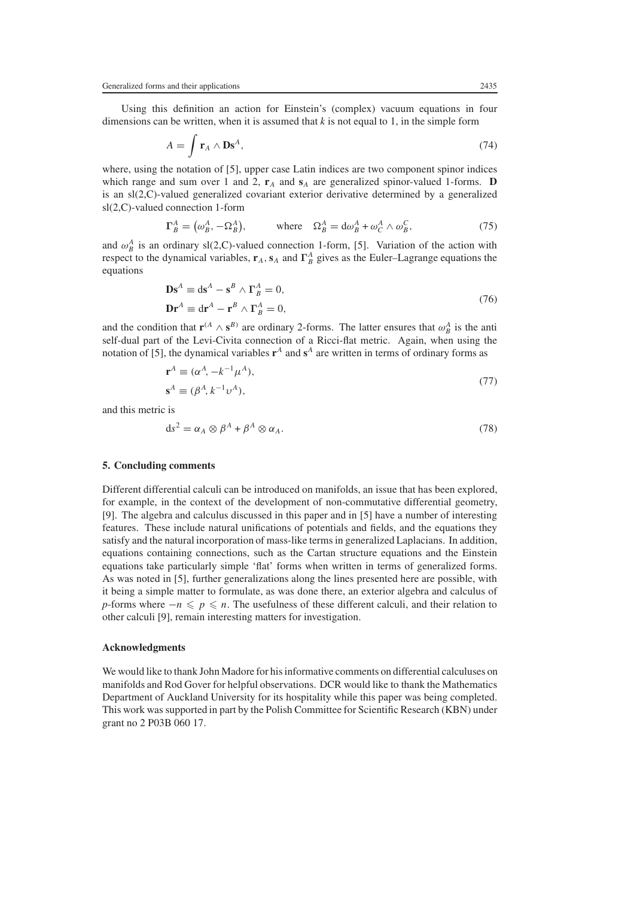Using this definition an action for Einstein's (complex) vacuum equations in four dimensions can be written, when it is assumed that $k$ is not equal to 1, in the simple form

$$A = \int \mathbf{r}_A \wedge \mathbf{D}\mathbf{s}^A, \tag{74}$$

where, using the notation of [5], upper case Latin indices are two component spinor indices which range and sum over 1 and 2, $\mathbf{r}_A$ and $\mathbf{s}_A$ are generalized spinor-valued 1-forms. $\mathbf{D}$ is an sl(2,C)-valued generalized covariant exterior derivative determined by a generalized sl(2,C)-valued connection 1-form

$$\mathbf{\Gamma}^A_B = \left(\omega^A_B, -\Omega^A_B\right), \qquad \text{where} \quad \Omega^A_B = \mathrm{d}\omega^A_B + \omega^A_C \wedge \omega^C_B, \tag{75}$$

and $\omega^A_B$ is an ordinary sl(2,C)-valued connection 1-form, [5]. Variation of the action with respect to the dynamical variables, $\mathbf{r}_A$, $\mathbf{s}_A$ and $\mathbf{\Gamma}^A_B$ gives as the Euler–Lagrange equations the equations

$$\begin{aligned} \mathbf{D}\mathbf{s}^A &\equiv \mathrm{d}\mathbf{s}^A - \mathbf{s}^B \wedge \mathbf{\Gamma}^A_B = 0, \\ \mathbf{D}\mathbf{r}^A &\equiv \mathrm{d}\mathbf{r}^A - \mathbf{r}^B \wedge \mathbf{\Gamma}^A_B = 0, \end{aligned} \tag{76}$$

and the condition that $\mathbf{r}^{(A} \wedge \mathbf{s}^{B)}$ are ordinary 2-forms. The latter ensures that $\omega^A_B$ is the anti self-dual part of the Levi-Civita connection of a Ricci-flat metric. Again, when using the notation of [5], the dynamical variables $\mathbf{r}^A$ and $\mathbf{s}^A$ are written in terms of ordinary forms as

$$\begin{aligned} \mathbf{r}^A &\equiv (\alpha^A, -k^{-1}\mu^A), \\ \mathbf{s}^A &\equiv (\beta^A, k^{-1}\upsilon^A), \end{aligned} \tag{77}$$

and this metric is

$$\mathrm{d}s^2 = \alpha_A \otimes \beta^A + \beta^A \otimes \alpha_A. \tag{78}$$

### 5. Concluding comments

Different differential calculi can be introduced on manifolds, an issue that has been explored, for example, in the context of the development of non-commutative differential geometry, [9]. The algebra and calculus discussed in this paper and in [5] have a number of interesting features. These include natural unifications of potentials and fields, and the equations they satisfy and the natural incorporation of mass-like terms in generalized Laplacians. In addition, equations containing connections, such as the Cartan structure equations and the Einstein equations take particularly simple 'flat' forms when written in terms of generalized forms. As was noted in [5], further generalizations along the lines presented here are possible, with it being a simple matter to formulate, as was done there, an exterior algebra and calculus of $p$-forms where $-n \leqslant p \leqslant n$. The usefulness of these different calculi, and their relation to other calculi [9], remain interesting matters for investigation.

### Acknowledgments

We would like to thank John Madore for his informative comments on differential calculuses on manifolds and Rod Gover for helpful observations. DCR would like to thank the Mathematics Department of Auckland University for its hospitality while this paper was being completed. This work was supported in part by the Polish Committee for Scientific Research (KBN) under grant no 2 P03B 060 17.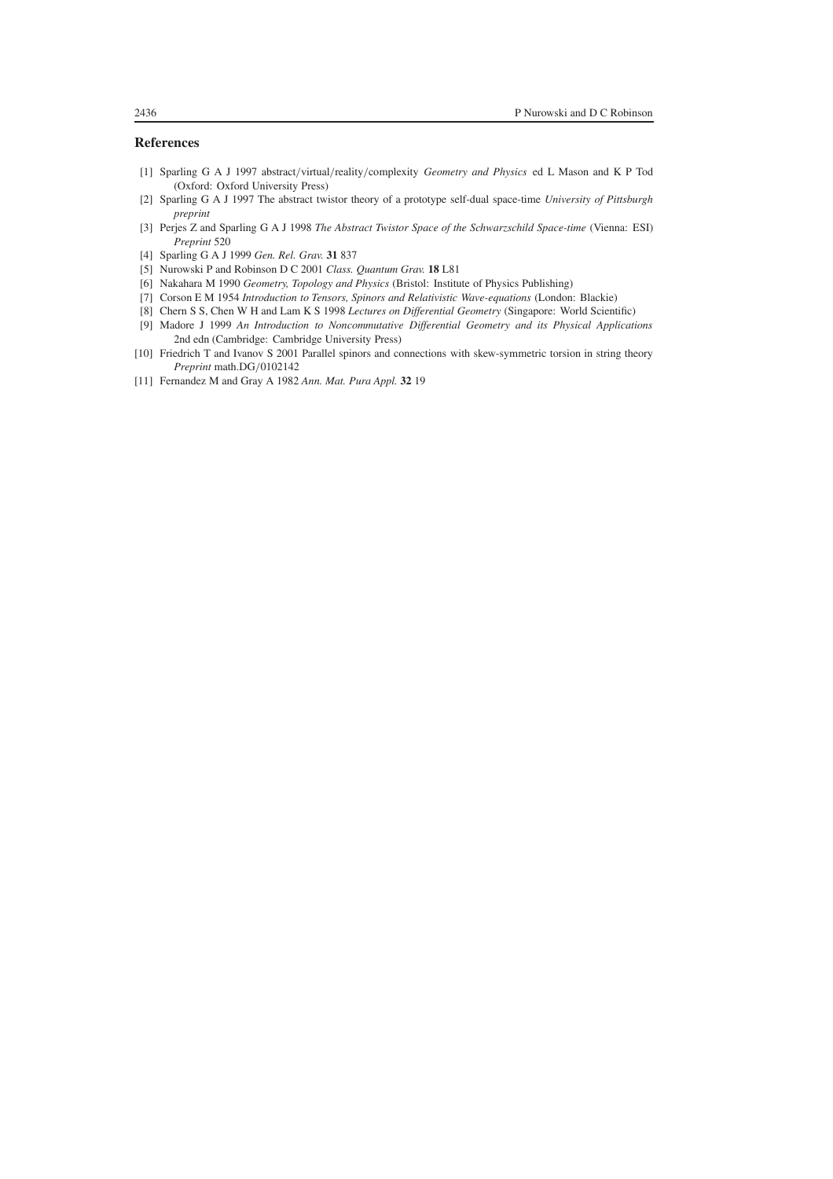## References

[1] Sparling G A J 1997 abstract/virtual/reality/complexity *Geometry and Physics* ed L Mason and K P Tod (Oxford: Oxford University Press)

[2] Sparling G A J 1997 The abstract twistor theory of a prototype self-dual space-time *University of Pittsburgh preprint*

[3] Perjes Z and Sparling G A J 1998 *The Abstract Twistor Space of the Schwarzschild Space-time* (Vienna: ESI) *Preprint* 520

[4] Sparling G A J 1999 *Gen. Rel. Grav.* **31** 837

[5] Nurowski P and Robinson D C 2001 *Class. Quantum Grav.* **18** L81

[6] Nakahara M 1990 *Geometry, Topology and Physics* (Bristol: Institute of Physics Publishing)

[7] Corson E M 1954 *Introduction to Tensors, Spinors and Relativistic Wave-equations* (London: Blackie)

[8] Chern S S, Chen W H and Lam K S 1998 *Lectures on Differential Geometry* (Singapore: World Scientific)

[9] Madore J 1999 *An Introduction to Noncommutative Differential Geometry and its Physical Applications* 2nd edn (Cambridge: Cambridge University Press)

[10] Friedrich T and Ivanov S 2001 Parallel spinors and connections with skew-symmetric torsion in string theory *Preprint* math.DG/0102142

[11] Fernandez M and Gray A 1982 *Ann. Mat. Pura Appl.* **32** 19